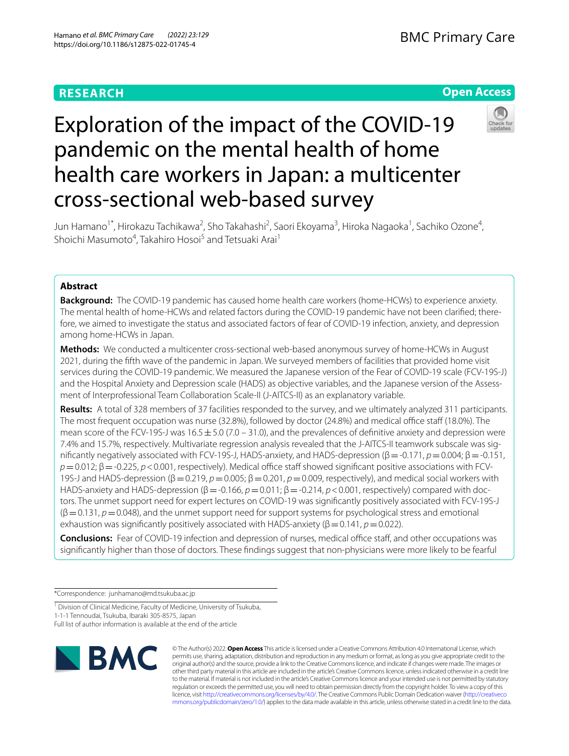RESEARCH

Open Access

# Exploration of the impact of the COVID-19 pandemic on the mental health of home health care workers in Japan: a multicenter cross-sectional web-based survey

Jun Hamano[1*], Hirokazu Tachikawa[2], Sho Takahashi[2], Saori Ekoyama[3], Hiroka Nagaoka[1], Sachiko Ozone[4], Shoichi Masumoto[4], Takahiro Hosoi[5] and Tetsuaki Arai[1]

## Abstract

**Background:** The COVID-19 pandemic has caused home health care workers (home-HCWs) to experience anxiety. The mental health of home-HCWs and related factors during the COVID-19 pandemic have not been clarified; therefore, we aimed to investigate the status and associated factors of fear of COVID-19 infection, anxiety, and depression among home-HCWs in Japan.

**Methods:** We conducted a multicenter cross-sectional web-based anonymous survey of home-HCWs in August 2021, during the fifth wave of the pandemic in Japan. We surveyed members of facilities that provided home visit services during the COVID-19 pandemic. We measured the Japanese version of the Fear of COVID-19 scale (FCV-19S-J) and the Hospital Anxiety and Depression scale (HADS) as objective variables, and the Japanese version of the Assessment of Interprofessional Team Collaboration Scale-II (J-AITCS-II) as an explanatory variable.

**Results:** A total of 328 members of 37 facilities responded to the survey, and we ultimately analyzed 311 participants. The most frequent occupation was nurse (32.8%), followed by doctor (24.8%) and medical office staff (18.0%). The mean score of the FCV-19S-J was 16.5 ± 5.0 (7.0 – 31.0), and the prevalences of definitive anxiety and depression were 7.4% and 15.7%, respectively. Multivariate regression analysis revealed that the J-AITCS-II teamwork subscale was significantly negatively associated with FCV-19S-J, HADS-anxiety, and HADS-depression (β = -0.171, $p = 0.004$; β = -0.151, $p = 0.012$; β = -0.225, $p < 0.001$, respectively). Medical office staff showed significant positive associations with FCV-19S-J and HADS-depression (β = 0.219, $p = 0.005$; β = 0.201, $p = 0.009$, respectively), and medical social workers with HADS-anxiety and HADS-depression (β = -0.166, $p = 0.011$; β = -0.214, $p < 0.001$, respectively) compared with doctors. The unmet support need for expert lectures on COVID-19 was significantly positively associated with FCV-19S-J (β = 0.131, $p = 0.048$), and the unmet support need for support systems for psychological stress and emotional exhaustion was significantly positively associated with HADS-anxiety (β = 0.141, $p = 0.022$).

**Conclusions:** Fear of COVID-19 infection and depression of nurses, medical office staff, and other occupations was significantly higher than those of doctors. These findings suggest that non-physicians were more likely to be fearful

*Correspondence: junhamano@md.tsukuba.ac.jp

[1] Division of Clinical Medicine, Faculty of Medicine, University of Tsukuba, 1-1-1 Tennoudai, Tsukuba, Ibaraki 305-8575, Japan

Full list of author information is available at the end of the article

© The Author(s) 2022. **Open Access** This article is licensed under a Creative Commons Attribution 4.0 International License, which permits use, sharing, adaptation, distribution and reproduction in any medium or format, as long as you give appropriate credit to the original author(s) and the source, provide a link to the Creative Commons licence, and indicate if changes were made. The images or other third party material in this article are included in the article's Creative Commons licence, unless indicated otherwise in a credit line to the material. If material is not included in the article's Creative Commons licence and your intended use is not permitted by statutory regulation or exceeds the permitted use, you will need to obtain permission directly from the copyright holder. To view a copy of this licence, visit http://creativecommons.org/licenses/by/4.0/. The Creative Commons Public Domain Dedication waiver (http://creativecommons.org/publicdomain/zero/1.0/) applies to the data made available in this article, unless otherwise stated in a credit line to the data.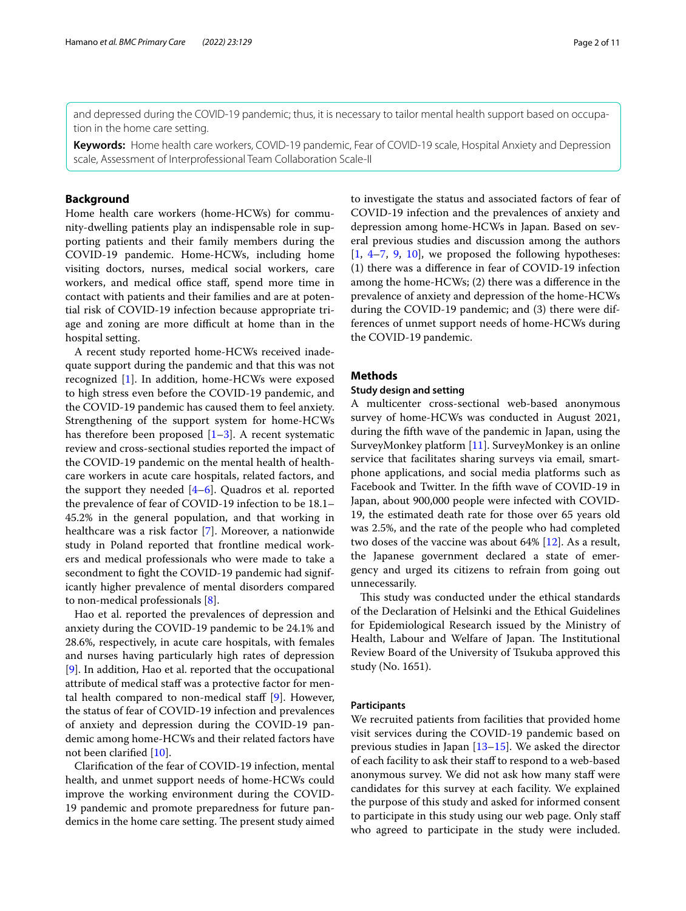and depressed during the COVID-19 pandemic; thus, it is necessary to tailor mental health support based on occupation in the home care setting.

**Keywords:** Home health care workers, COVID-19 pandemic, Fear of COVID-19 scale, Hospital Anxiety and Depression scale, Assessment of Interprofessional Team Collaboration Scale-II

## Background

Home health care workers (home-HCWs) for community-dwelling patients play an indispensable role in supporting patients and their family members during the COVID-19 pandemic. Home-HCWs, including home visiting doctors, nurses, medical social workers, care workers, and medical office staff, spend more time in contact with patients and their families and are at potential risk of COVID-19 infection because appropriate triage and zoning are more difficult at home than in the hospital setting.

A recent study reported home-HCWs received inadequate support during the pandemic and that this was not recognized [1]. In addition, home-HCWs were exposed to high stress even before the COVID-19 pandemic, and the COVID-19 pandemic has caused them to feel anxiety. Strengthening of the support system for home-HCWs has therefore been proposed [1–3]. A recent systematic review and cross-sectional studies reported the impact of the COVID-19 pandemic on the mental health of healthcare workers in acute care hospitals, related factors, and the support they needed [4–6]. Quadros et al. reported the prevalence of fear of COVID-19 infection to be 18.1–45.2% in the general population, and that working in healthcare was a risk factor [7]. Moreover, a nationwide study in Poland reported that frontline medical workers and medical professionals who were made to take a secondment to fight the COVID-19 pandemic had significantly higher prevalence of mental disorders compared to non-medical professionals [8].

Hao et al. reported the prevalences of depression and anxiety during the COVID-19 pandemic to be 24.1% and 28.6%, respectively, in acute care hospitals, with females and nurses having particularly high rates of depression [9]. In addition, Hao et al. reported that the occupational attribute of medical staff was a protective factor for mental health compared to non-medical staff [9]. However, the status of fear of COVID-19 infection and prevalences of anxiety and depression during the COVID-19 pandemic among home-HCWs and their related factors have not been clarified [10].

Clarification of the fear of COVID-19 infection, mental health, and unmet support needs of home-HCWs could improve the working environment during the COVID-19 pandemic and promote preparedness for future pandemics in the home care setting. The present study aimed to investigate the status and associated factors of fear of COVID-19 infection and the prevalences of anxiety and depression among home-HCWs in Japan. Based on several previous studies and discussion among the authors [1, 4–7, 9, 10], we proposed the following hypotheses: (1) there was a difference in fear of COVID-19 infection among the home-HCWs; (2) there was a difference in the prevalence of anxiety and depression of the home-HCWs during the COVID-19 pandemic; and (3) there were differences of unmet support needs of home-HCWs during the COVID-19 pandemic.

## Methods

### Study design and setting

A multicenter cross-sectional web-based anonymous survey of home-HCWs was conducted in August 2021, during the fifth wave of the pandemic in Japan, using the SurveyMonkey platform [11]. SurveyMonkey is an online service that facilitates sharing surveys via email, smartphone applications, and social media platforms such as Facebook and Twitter. In the fifth wave of COVID-19 in Japan, about 900,000 people were infected with COVID-19, the estimated death rate for those over 65 years old was 2.5%, and the rate of the people who had completed two doses of the vaccine was about 64% [12]. As a result, the Japanese government declared a state of emergency and urged its citizens to refrain from going out unnecessarily.

This study was conducted under the ethical standards of the Declaration of Helsinki and the Ethical Guidelines for Epidemiological Research issued by the Ministry of Health, Labour and Welfare of Japan. The Institutional Review Board of the University of Tsukuba approved this study (No. 1651).

### Participants

We recruited patients from facilities that provided home visit services during the COVID-19 pandemic based on previous studies in Japan [13–15]. We asked the director of each facility to ask their staff to respond to a web-based anonymous survey. We did not ask how many staff were candidates for this survey at each facility. We explained the purpose of this study and asked for informed consent to participate in this study using our web page. Only staff who agreed to participate in the study were included.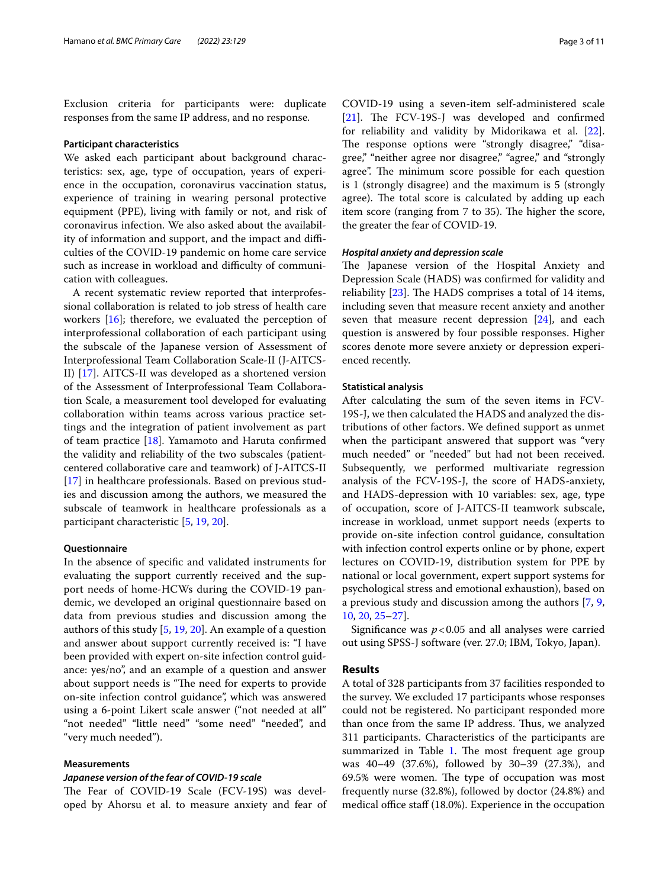Exclusion criteria for participants were: duplicate responses from the same IP address, and no response.

### Participant characteristics

We asked each participant about background characteristics: sex, age, type of occupation, years of experience in the occupation, coronavirus vaccination status, experience of training in wearing personal protective equipment (PPE), living with family or not, and risk of coronavirus infection. We also asked about the availability of information and support, and the impact and difficulties of the COVID-19 pandemic on home care service such as increase in workload and difficulty of communication with colleagues.

A recent systematic review reported that interprofessional collaboration is related to job stress of health care workers [16]; therefore, we evaluated the perception of interprofessional collaboration of each participant using the subscale of the Japanese version of Assessment of Interprofessional Team Collaboration Scale-II (J-AITCS-II) [17]. AITCS-II was developed as a shortened version of the Assessment of Interprofessional Team Collaboration Scale, a measurement tool developed for evaluating collaboration within teams across various practice settings and the integration of patient involvement as part of team practice [18]. Yamamoto and Haruta confirmed the validity and reliability of the two subscales (patient-centered collaborative care and teamwork) of J-AITCS-II [17] in healthcare professionals. Based on previous studies and discussion among the authors, we measured the subscale of teamwork in healthcare professionals as a participant characteristic [5, 19, 20].

### Questionnaire

In the absence of specific and validated instruments for evaluating the support currently received and the support needs of home-HCWs during the COVID-19 pandemic, we developed an original questionnaire based on data from previous studies and discussion among the authors of this study [5, 19, 20]. An example of a question and answer about support currently received is: "I have been provided with expert on-site infection control guidance: yes/no", and an example of a question and answer about support needs is "The need for experts to provide on-site infection control guidance", which was answered using a 6-point Likert scale answer ("not needed at all" "not needed" "little need" "some need" "needed", and "very much needed").

### Measurements

#### *Japanese version of the fear of COVID-19 scale*

The Fear of COVID-19 Scale (FCV-19S) was developed by Ahorsu et al. to measure anxiety and fear of COVID-19 using a seven-item self-administered scale [21]. The FCV-19S-J was developed and confirmed for reliability and validity by Midorikawa et al. [22]. The response options were "strongly disagree," "disagree," "neither agree nor disagree," "agree," and "strongly agree". The minimum score possible for each question is 1 (strongly disagree) and the maximum is 5 (strongly agree). The total score is calculated by adding up each item score (ranging from 7 to 35). The higher the score, the greater the fear of COVID-19.

#### *Hospital anxiety and depression scale*

The Japanese version of the Hospital Anxiety and Depression Scale (HADS) was confirmed for validity and reliability [23]. The HADS comprises a total of 14 items, including seven that measure recent anxiety and another seven that measure recent depression [24], and each question is answered by four possible responses. Higher scores denote more severe anxiety or depression experienced recently.

### Statistical analysis

After calculating the sum of the seven items in FCV-19S-J, we then calculated the HADS and analyzed the distributions of other factors. We defined support as unmet when the participant answered that support was "very much needed" or "needed" but had not been received. Subsequently, we performed multivariate regression analysis of the FCV-19S-J, the score of HADS-anxiety, and HADS-depression with 10 variables: sex, age, type of occupation, score of J-AITCS-II teamwork subscale, increase in workload, unmet support needs (experts to provide on-site infection control guidance, consultation with infection control experts online or by phone, expert lectures on COVID-19, distribution system for PPE by national or local government, expert support systems for psychological stress and emotional exhaustion), based on a previous study and discussion among the authors [7, 9, 10, 20, 25–27].

Significance was $p < 0.05$ and all analyses were carried out using SPSS-J software (ver. 27.0; IBM, Tokyo, Japan).

## Results

A total of 328 participants from 37 facilities responded to the survey. We excluded 17 participants whose responses could not be registered. No participant responded more than once from the same IP address. Thus, we analyzed 311 participants. Characteristics of the participants are summarized in Table 1. The most frequent age group was 40–49 (37.6%), followed by 30–39 (27.3%), and 69.5% were women. The type of occupation was most frequently nurse (32.8%), followed by doctor (24.8%) and medical office staff (18.0%). Experience in the occupation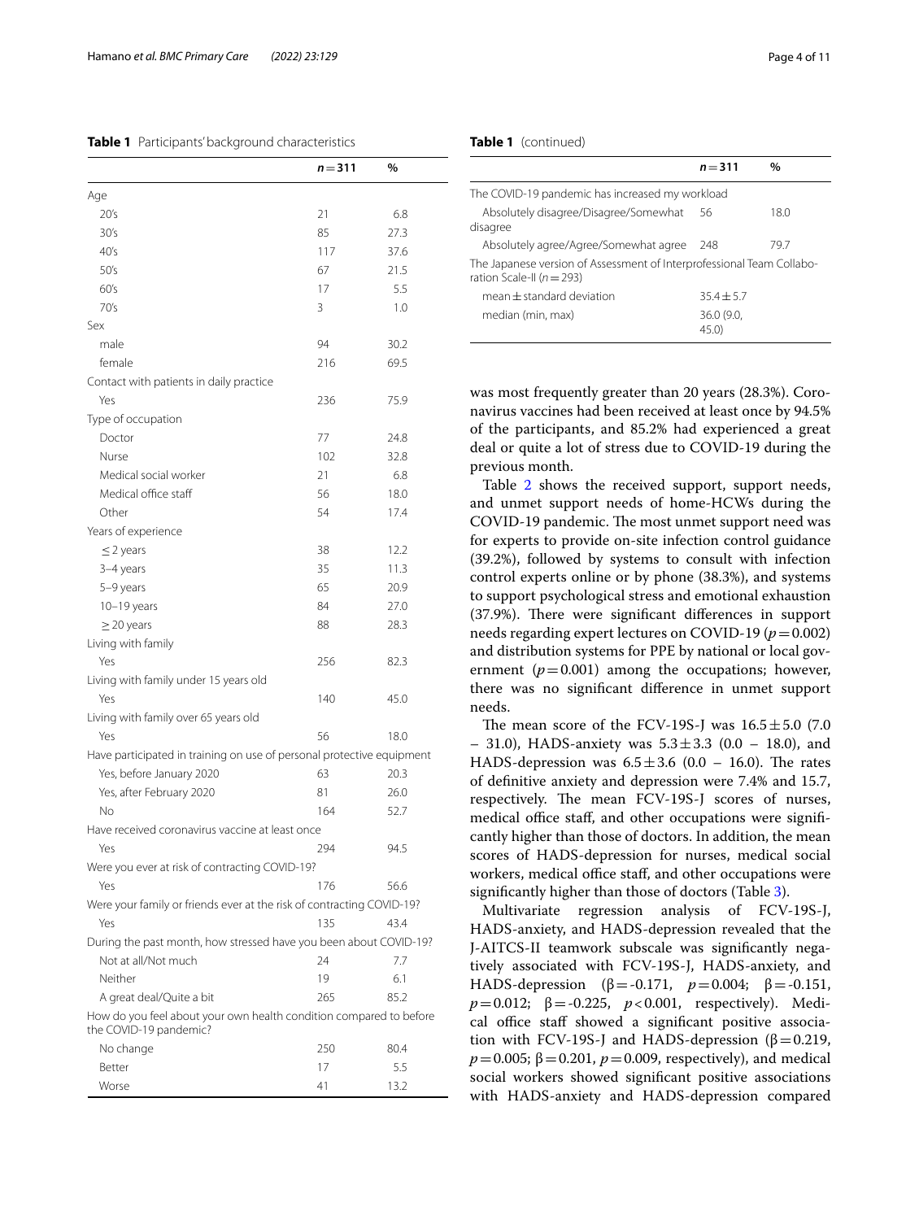**Table 1** Participants' background characteristics

| | $n = 311$ | % |
|---|---|---|
| Age | | |
| 20's | 21 | 6.8 |
| 30's | 85 | 27.3 |
| 40's | 117 | 37.6 |
| 50's | 67 | 21.5 |
| 60's | 17 | 5.5 |
| 70's | 3 | 1.0 |
| Sex | | |
| male | 94 | 30.2 |
| female | 216 | 69.5 |
| Contact with patients in daily practice | | |
| Yes | 236 | 75.9 |
| Type of occupation | | |
| Doctor | 77 | 24.8 |
| Nurse | 102 | 32.8 |
| Medical social worker | 21 | 6.8 |
| Medical office staff | 56 | 18.0 |
| Other | 54 | 17.4 |
| Years of experience | | |
| ≤ 2 years | 38 | 12.2 |
| 3–4 years | 35 | 11.3 |
| 5–9 years | 65 | 20.9 |
| 10–19 years | 84 | 27.0 |
| ≥ 20 years | 88 | 28.3 |
| Living with family | | |
| Yes | 256 | 82.3 |
| Living with family under 15 years old | | |
| Yes | 140 | 45.0 |
| Living with family over 65 years old | | |
| Yes | 56 | 18.0 |
| Have participated in training on use of personal protective equipment | | |
| Yes, before January 2020 | 63 | 20.3 |
| Yes, after February 2020 | 81 | 26.0 |
| No | 164 | 52.7 |
| Have received coronavirus vaccine at least once | | |
| Yes | 294 | 94.5 |
| Were you ever at risk of contracting COVID-19? | | |
| Yes | 176 | 56.6 |
| Were your family or friends ever at the risk of contracting COVID-19? | | |
| Yes | 135 | 43.4 |
| During the past month, how stressed have you been about COVID-19? | | |
| Not at all/Not much | 24 | 7.7 |
| Neither | 19 | 6.1 |
| A great deal/Quite a bit | 265 | 85.2 |
| How do you feel about your own health condition compared to before the COVID-19 pandemic? | | |
| No change | 250 | 80.4 |
| Better | 17 | 5.5 |
| Worse | 41 | 13.2 |
| The COVID-19 pandemic has increased my workload | | |
| Absolutely disagree/Disagree/Somewhat disagree | 56 | 18.0 |
| Absolutely agree/Agree/Somewhat agree | 248 | 79.7 |
| The Japanese version of Assessment of Interprofessional Team Collaboration Scale-II ($n = 293$) | | |
| mean ± standard deviation | 35.4 ± 5.7 | |
| median (min, max) | 36.0 (9.0, 45.0) | |

was most frequently greater than 20 years (28.3%). Coronavirus vaccines had been received at least once by 94.5% of the participants, and 85.2% had experienced a great deal or quite a lot of stress due to COVID-19 during the previous month.

Table 2 shows the received support, support needs, and unmet support needs of home-HCWs during the COVID-19 pandemic. The most unmet support need was for experts to provide on-site infection control guidance (39.2%), followed by systems to consult with infection control experts online or by phone (38.3%), and systems to support psychological stress and emotional exhaustion (37.9%). There were significant differences in support needs regarding expert lectures on COVID-19 ($p = 0.002$) and distribution systems for PPE by national or local government ($p = 0.001$) among the occupations; however, there was no significant difference in unmet support needs.

The mean score of the FCV-19S-J was $16.5 \pm 5.0$ (7.0 – 31.0), HADS-anxiety was $5.3 \pm 3.3$ (0.0 – 18.0), and HADS-depression was $6.5 \pm 3.6$ (0.0 – 16.0). The rates of definitive anxiety and depression were 7.4% and 15.7, respectively. The mean FCV-19S-J scores of nurses, medical office staff, and other occupations were significantly higher than those of doctors. In addition, the mean scores of HADS-depression for nurses, medical social workers, medical office staff, and other occupations were significantly higher than those of doctors (Table 3).

Multivariate regression analysis of FCV-19S-J, HADS-anxiety, and HADS-depression revealed that the J-AITCS-II teamwork subscale was significantly negatively associated with FCV-19S-J, HADS-anxiety, and HADS-depression ($\beta = -0.171$, $p = 0.004$; $\beta = -0.151$, $p = 0.012$; $\beta = -0.225$, $p < 0.001$, respectively). Medical office staff showed a significant positive association with FCV-19S-J and HADS-depression ($\beta = 0.219$, $p = 0.005$; $\beta = 0.201$, $p = 0.009$, respectively), and medical social workers showed significant positive associations with HADS-anxiety and HADS-depression compared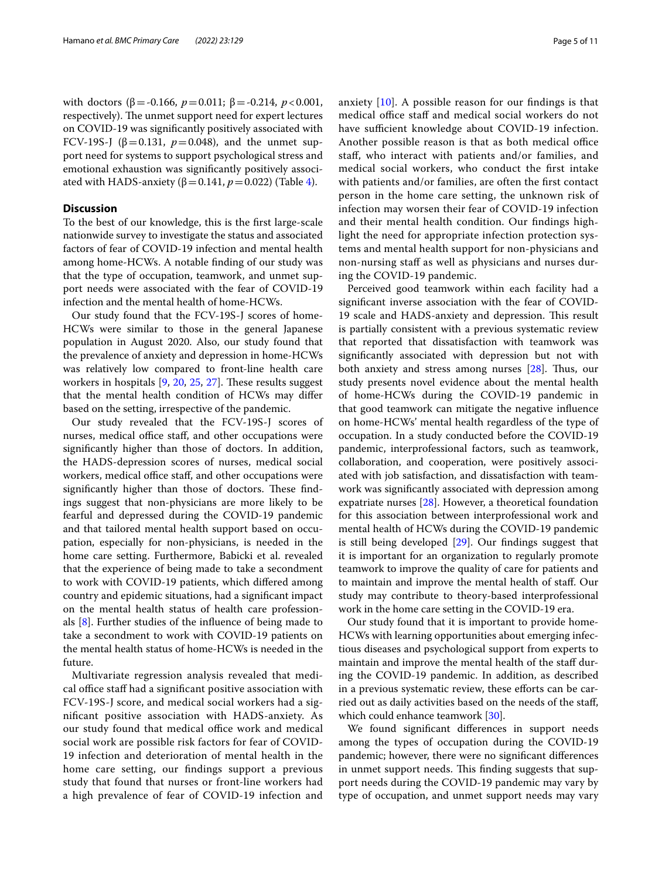with doctors ($\beta = -0.166$, $p = 0.011$; $\beta = -0.214$, $p < 0.001$, respectively). The unmet support need for expert lectures on COVID-19 was significantly positively associated with FCV-19S-J ($\beta = 0.131$, $p = 0.048$), and the unmet support need for systems to support psychological stress and emotional exhaustion was significantly positively associated with HADS-anxiety ($\beta = 0.141$, $p = 0.022$) (Table 4).

## Discussion

To the best of our knowledge, this is the first large-scale nationwide survey to investigate the status and associated factors of fear of COVID-19 infection and mental health among home-HCWs. A notable finding of our study was that the type of occupation, teamwork, and unmet support needs were associated with the fear of COVID-19 infection and the mental health of home-HCWs.

Our study found that the FCV-19S-J scores of home-HCWs were similar to those in the general Japanese population in August 2020. Also, our study found that the prevalence of anxiety and depression in home-HCWs was relatively low compared to front-line health care workers in hospitals [9, 20, 25, 27]. These results suggest that the mental health condition of HCWs may differ based on the setting, irrespective of the pandemic.

Our study revealed that the FCV-19S-J scores of nurses, medical office staff, and other occupations were significantly higher than those of doctors. In addition, the HADS-depression scores of nurses, medical social workers, medical office staff, and other occupations were significantly higher than those of doctors. These findings suggest that non-physicians are more likely to be fearful and depressed during the COVID-19 pandemic and that tailored mental health support based on occupation, especially for non-physicians, is needed in the home care setting. Furthermore, Babicki et al. revealed that the experience of being made to take a secondment to work with COVID-19 patients, which differed among country and epidemic situations, had a significant impact on the mental health status of health care professionals [8]. Further studies of the influence of being made to take a secondment to work with COVID-19 patients on the mental health status of home-HCWs is needed in the future.

Multivariate regression analysis revealed that medical office staff had a significant positive association with FCV-19S-J score, and medical social workers had a significant positive association with HADS-anxiety. As our study found that medical office work and medical social work are possible risk factors for fear of COVID-19 infection and deterioration of mental health in the home care setting, our findings support a previous study that found that nurses or front-line workers had a high prevalence of fear of COVID-19 infection and anxiety [10]. A possible reason for our findings is that medical office staff and medical social workers do not have sufficient knowledge about COVID-19 infection. Another possible reason is that as both medical office staff, who interact with patients and/or families, and medical social workers, who conduct the first intake with patients and/or families, are often the first contact person in the home care setting, the unknown risk of infection may worsen their fear of COVID-19 infection and their mental health condition. Our findings highlight the need for appropriate infection protection systems and mental health support for non-physicians and non-nursing staff as well as physicians and nurses during the COVID-19 pandemic.

Perceived good teamwork within each facility had a significant inverse association with the fear of COVID-19 scale and HADS-anxiety and depression. This result is partially consistent with a previous systematic review that reported that dissatisfaction with teamwork was significantly associated with depression but not with both anxiety and stress among nurses [28]. Thus, our study presents novel evidence about the mental health of home-HCWs during the COVID-19 pandemic in that good teamwork can mitigate the negative influence on home-HCWs' mental health regardless of the type of occupation. In a study conducted before the COVID-19 pandemic, interprofessional factors, such as teamwork, collaboration, and cooperation, were positively associated with job satisfaction, and dissatisfaction with teamwork was significantly associated with depression among expatriate nurses [28]. However, a theoretical foundation for this association between interprofessional work and mental health of HCWs during the COVID-19 pandemic is still being developed [29]. Our findings suggest that it is important for an organization to regularly promote teamwork to improve the quality of care for patients and to maintain and improve the mental health of staff. Our study may contribute to theory-based interprofessional work in the home care setting in the COVID-19 era.

Our study found that it is important to provide home-HCWs with learning opportunities about emerging infectious diseases and psychological support from experts to maintain and improve the mental health of the staff during the COVID-19 pandemic. In addition, as described in a previous systematic review, these efforts can be carried out as daily activities based on the needs of the staff, which could enhance teamwork [30].

We found significant differences in support needs among the types of occupation during the COVID-19 pandemic; however, there were no significant differences in unmet support needs. This finding suggests that support needs during the COVID-19 pandemic may vary by type of occupation, and unmet support needs may vary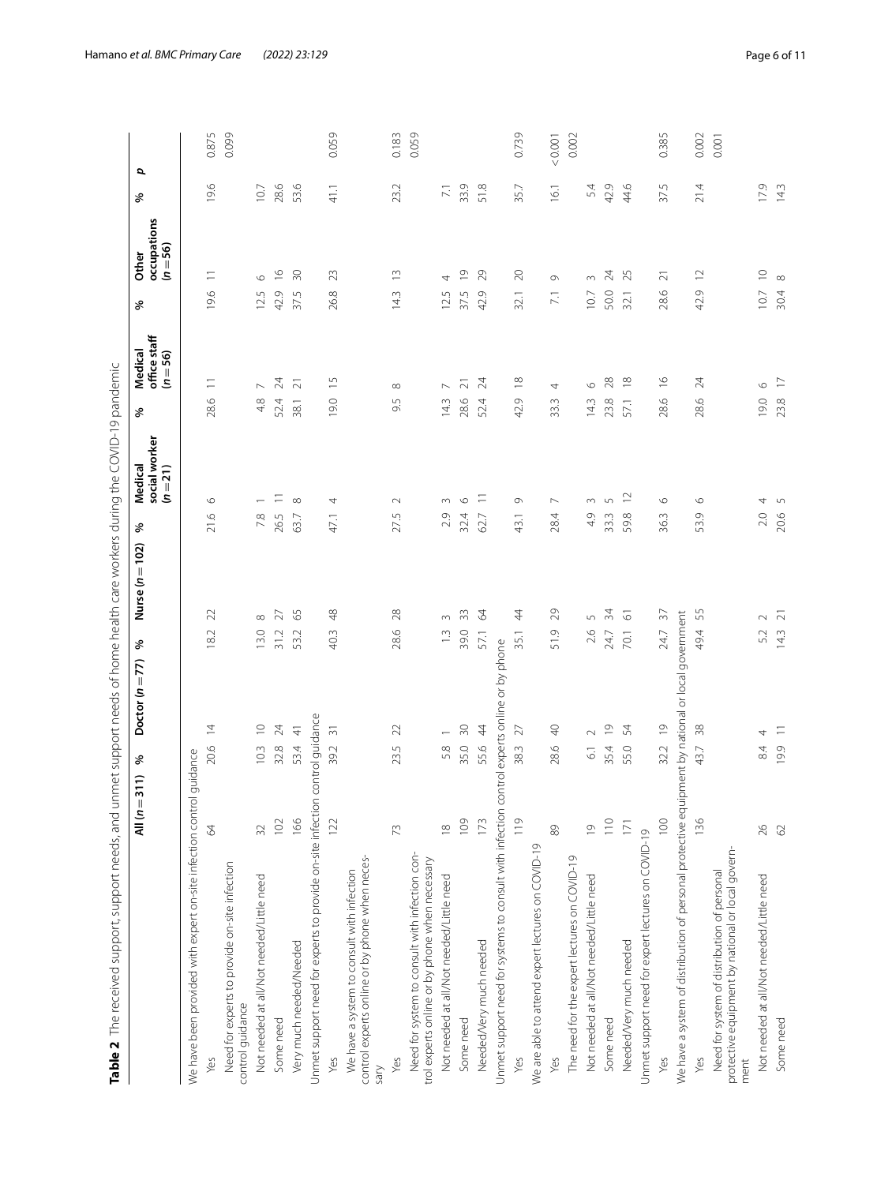**Table 2** The received support, support needs, and unmet support needs of home health care workers during the COVID-19 pandemic

| | All (n = 311) | % | Doctor (n = 77) | % | Nurse (n = 102) | % | Medical social worker (n = 21) | % | Medical office staff (n = 56) | % | Other occupations (n = 56) | % | p |
|---|---|---|---|---|---|---|---|---|---|---|---|---|---|
| We have been provided with expert on-site infection control guidance | | | | | | | | | | | | | |
| Yes | 64 | 20.6 | 14 | 18.2 | 22 | 21.6 | 6 | 28.6 | 11 | 19.6 | 11 | 19.6 | 0.875 |
| Need for experts to provide on-site infection control guidance | | | | | | | | | | | | | 0.099 |
| Not needed at all/Not needed/Little need | 32 | 10.3 | 10 | 13.0 | 8 | 7.8 | 1 | 4.8 | 7 | 12.5 | 6 | 10.7 | |
| Some need | 102 | 32.8 | 24 | 31.2 | 27 | 26.5 | 11 | 52.4 | 24 | 42.9 | 16 | 28.6 | |
| Very much needed/Needed | 166 | 53.4 | 41 | 53.2 | 65 | 63.7 | 8 | 38.1 | 21 | 37.5 | 30 | 53.6 | |
| Unmet support need for experts to provide on-site infection control guidance | | | | | | | | | | | | | |
| Yes | 122 | 39.2 | 31 | 40.3 | 48 | 47.1 | 4 | 19.0 | 15 | 26.8 | 23 | 41.1 | 0.059 |
| We have a system to consult with infection control experts online or by phone when necessary | | | | | | | | | | | | | |
| Yes | 73 | 23.5 | 22 | 28.6 | 28 | 27.5 | 2 | 9.5 | 8 | 14.3 | 13 | 23.2 | 0.183 |
| Need for system to consult with infection control experts online or by phone when necessary | | | | | | | | | | | | | 0.059 |
| Not needed at all/Not needed/Little need | 18 | 5.8 | 1 | 1.3 | 3 | 2.9 | 3 | 14.3 | 7 | 12.5 | 4 | 7.1 | |
| Some need | 109 | 35.0 | 30 | 39.0 | 33 | 32.4 | 6 | 28.6 | 21 | 37.5 | 19 | 33.9 | |
| Needed/Very much needed | 173 | 55.6 | 44 | 57.1 | 64 | 62.7 | 11 | 52.4 | 24 | 42.9 | 29 | 51.8 | |
| Unmet support need for systems to consult with infection control experts online or by phone | | | | | | | | | | | | | |
| Yes | 119 | 38.3 | 27 | 35.1 | 44 | 43.1 | 9 | 42.9 | 18 | 32.1 | 20 | 35.7 | 0.739 |
| We are able to attend expert lectures on COVID-19 | | | | | | | | | | | | | |
| Yes | 89 | 28.6 | 40 | 51.9 | 29 | 28.4 | 7 | 33.3 | 4 | 7.1 | 9 | 16.1 | < 0.001 |
| The need for the expert lectures on COVID-19 | | | | | | | | | | | | | 0.002 |
| Not needed at all/Not needed/Little need | 19 | 6.1 | 2 | 2.6 | 5 | 4.9 | 3 | 14.3 | 6 | 10.7 | 3 | 5.4 | |
| Some need | 110 | 35.4 | 19 | 24.7 | 34 | 33.3 | 5 | 23.8 | 28 | 50.0 | 24 | 42.9 | |
| Needed/Very much needed | 171 | 55.0 | 54 | 70.1 | 61 | 59.8 | 12 | 57.1 | 18 | 32.1 | 25 | 44.6 | |
| Unmet support need for expert lectures on COVID-19 | | | | | | | | | | | | | |
| Yes | 100 | 32.2 | 19 | 24.7 | 37 | 36.3 | 6 | 28.6 | 16 | 28.6 | 21 | 37.5 | 0.385 |
| We have a system of distribution of personal protective equipment by national or local government | | | | | | | | | | | | | |
| Yes | 136 | 43.7 | 38 | 49.4 | 55 | 53.9 | 6 | 28.6 | 24 | 42.9 | 12 | 21.4 | 0.002 |
| Need for system of distribution of personal protective equipment by national or local government | | | | | | | | | | | | | 0.001 |
| Not needed at all/Not needed/Little need | 26 | 8.4 | 4 | 5.2 | 2 | 2.0 | 4 | 19.0 | 6 | 10.7 | 10 | 17.9 | |
| Some need | 62 | 19.9 | 11 | 14.3 | 21 | 20.6 | 5 | 23.8 | 17 | 30.4 | 8 | 14.3 | |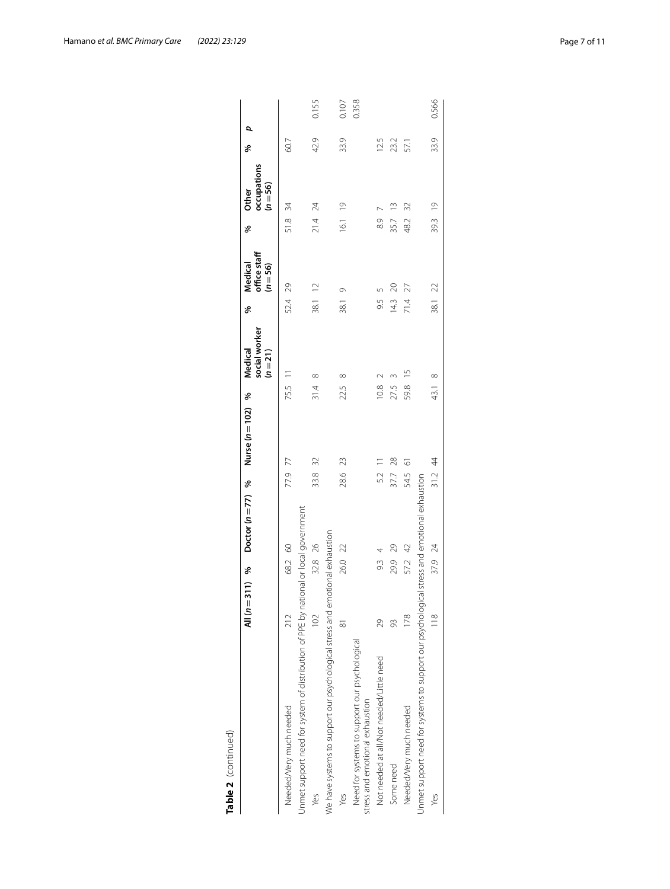**Table 2** (continued)

| | All (*n* = 311) | % | Doctor (*n* = 77) | % | Nurse (*n* = 102) | % | Medical social worker (*n* = 21) | % | Medical office staff (*n* = 56) | % | Other occupations (*n* = 56) | % | *p* |
|---|---|---|---|---|---|---|---|---|---|---|---|---|---|
| Needed/Very much needed | 212 | 68.2 | 60 | 77.9 | 77 | 75.5 | 11 | 52.4 | 29 | 51.8 | 34 | 60.7 | |
| Unmet support need for system of distribution of PPE by national or local government | | | | | | | | | | | | | |
| Yes | 102 | 32.8 | 26 | 33.8 | 32 | 31.4 | 8 | 38.1 | 12 | 21.4 | 24 | 42.9 | 0.155 |
| We have systems to support our psychological stress and emotional exhaustion | | | | | | | | | | | | | |
| Yes | 81 | 26.0 | 22 | 28.6 | 23 | 22.5 | 8 | 38.1 | 9 | 16.1 | 19 | 33.9 | 0.107 |
| Need for systems to support our psychological stress and emotional exhaustion | | | | | | | | | | | | | 0.358 |
| Not needed at all/Not needed/Little need | 29 | 9.3 | 4 | 5.2 | 11 | 10.8 | 2 | 9.5 | 5 | 8.9 | 7 | 12.5 | |
| Some need | 93 | 29.9 | 29 | 37.7 | 28 | 27.5 | 3 | 14.3 | 20 | 35.7 | 13 | 23.2 | |
| Needed/Very much needed | 178 | 57.2 | 42 | 54.5 | 61 | 59.8 | 15 | 71.4 | 27 | 48.2 | 32 | 57.1 | |
| Unmet support need for systems to support our psychological stress and emotional exhaustion | | | | | | | | | | | | | |
| Yes | 118 | 37.9 | 24 | 31.2 | 44 | 43.1 | 8 | 38.1 | 22 | 39.3 | 19 | 33.9 | 0.566 |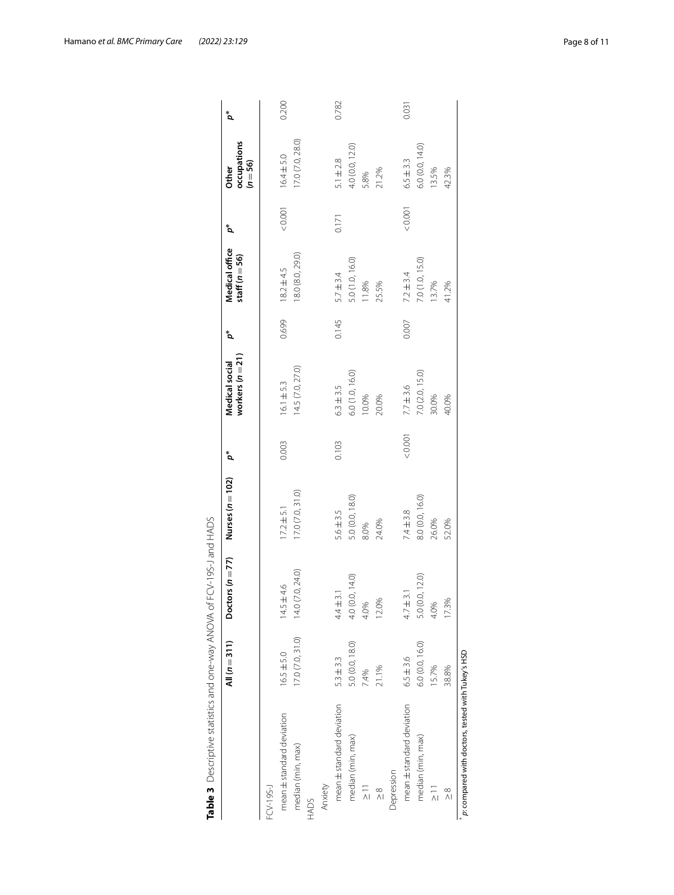**Table 3** Descriptive statistics and one-way ANOVA of FCV-19S-J and HADS

| | All ($n = 311$) | Doctors ($n = 77$) | Nurses ($n = 102$) | $p^*$ | Medical social workers ($n = 21$) | $p^*$ | Medical office staff ($n = 56$) | $p^*$ | Other occupations ($n = 56$) | $p^*$ |
|---|---|---|---|---|---|---|---|---|---|---|
| FCV-19S-J | | | | | | | | | | |
| mean ± standard deviation | 16.5 ± 5.0 | 14.5 ± 4.6 | 17.2 ± 5.1 | 0.003 | 16.1 ± 5.3 | 0.699 | 18.2 ± 4.5 | < 0.001 | 16.4 ± 5.0 | 0.200 |
| median (min, max) | 17.0 (7.0, 31.0) | 14.0 (7.0, 24.0) | 17.0 (7.0, 31.0) | | 14.5 (7.0, 27.0) | | 18.0 (8.0, 29.0) | | 17.0 (7.0, 28.0) | |
| HADS | | | | | | | | | | |
| Anxiety | | | | | | | | | | |
| mean ± standard deviation | 5.3 ± 3.3 | 4.4 ± 3.1 | 5.6 ± 3.5 | 0.103 | 6.3 ± 3.5 | 0.145 | 5.7 ± 3.4 | 0.171 | 5.1 ± 2.8 | 0.782 |
| median (min, max) | 5.0 (0.0, 18.0) | 4.0 (0.0, 14.0) | 5.0 (0.0, 18.0) | | 6.0 (1.0, 16.0) | | 5.0 (1.0, 16.0) | | 4.0 (0.0, 12.0) | |
| ≥ 11 | 7.4% | 4.0% | 8.0% | | 10.0% | | 11.8% | | 5.8% | |
| ≥ 8 | 21.1% | 12.0% | 24.0% | | 20.0% | | 25.5% | | 21.2% | |
| Depression | | | | | | | | | | |
| mean ± standard deviation | 6.5 ± 3.6 | 4.7 ± 3.1 | 7.4 ± 3.8 | < 0.001 | 7.7 ± 3.6 | 0.007 | 7.2 ± 3.4 | < 0.001 | 6.5 ± 3.3 | 0.031 |
| median (min, max) | 6.0 (0.0, 16.0) | 5.0 (0.0, 12.0) | 8.0 (0.0, 16.0) | | 7.0 (2.0, 15.0) | | 7.0 (1.0, 15.0) | | 6.0 (0.0, 14.0) | |
| ≥ 11 | 15.7% | 4.0% | 26.0% | | 30.0% | | 13.7% | | 13.5% | |
| ≥ 8 | 38.8% | 17.3% | 52.0% | | 40.0% | | 41.2% | | 42.3% | |

[*] *p*: compared with doctors, tested with Tukey's HSD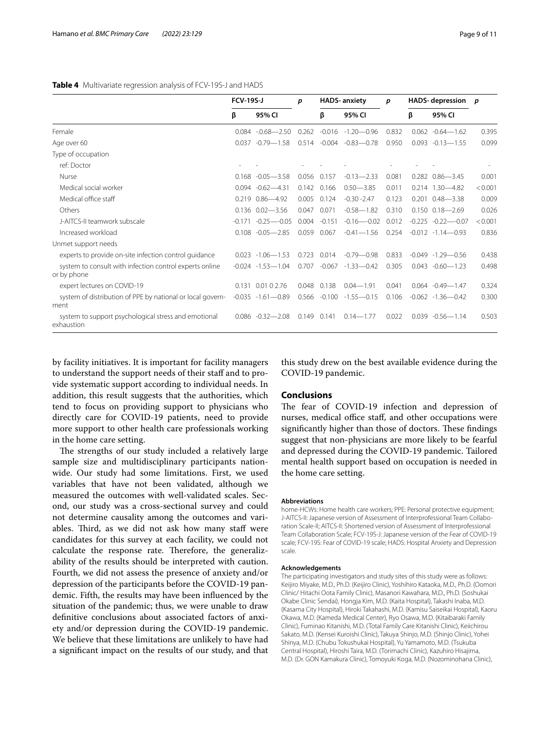**Table 4** Multivariate regression analysis of FCV-19S-J and HADS

| | FCV-19S-J | | *p* | HADS- anxiety | | *p* | HADS- depression | | *p* |
|---|---|---|---|---|---|---|---|---|---|
| | β | 95% CI | | β | 95% CI | | β | 95% CI | |
| Female | 0.084 | -0.68—2.50 | 0.262 | -0.016 | -1.20—0.96 | 0.832 | 0.062 | -0.64—1.62 | 0.395 |
| Age over 60 | 0.037 | -0.79—1.58 | 0.514 | -0.004 | -0.83—0.78 | 0.950 | 0.093 | -0.13—1.55 | 0.099 |
| Type of occupation | | | | | | | | | |
| ref: Doctor | - | - | - | - | - | - | - | - | - |
| Nurse | 0.168 | -0.05—3.58 | 0.056 | 0.157 | -0.13—2.33 | 0.081 | 0.282 | 0.86—3.45 | 0.001 |
| Medical social worker | 0.094 | -0.62—4.31 | 0.142 | 0.166 | 0.50—3.85 | 0.011 | 0.214 | 1.30—4.82 | < 0.001 |
| Medical office staff | 0.219 | 0.86—4.92 | 0.005 | 0.124 | -0.30 -2.47 | 0.123 | 0.201 | 0.48—3.38 | 0.009 |
| Others | 0.136 | 0.02—3.56 | 0.047 | 0.071 | -0.58—1.82 | 0.310 | 0.150 | 0.18—2.69 | 0.026 |
| J-AITCS-II teamwork subscale | -0.171 | -0.25—-0.05 | 0.004 | -0.151 | -0.16—-0.02 | 0.012 | -0.225 | -0.22—-0.07 | < 0.001 |
| Increased workload | 0.108 | -0.05—2.85 | 0.059 | 0.067 | -0.41—1.56 | 0.254 | -0.012 | -1.14—0.93 | 0.836 |
| Unmet support needs | | | | | | | | | |
| experts to provide on-site infection control guidance | 0.023 | -1.06—1.53 | 0.723 | 0.014 | -0.79—0.98 | 0.833 | -0.049 | -1.29—0.56 | 0.438 |
| system to consult with infection control experts online or by phone | -0.024 | -1.53—1.04 | 0.707 | -0.067 | -1.33—0.42 | 0.305 | 0.043 | -0.60—1.23 | 0.498 |
| expert lectures on COVID-19 | 0.131 | 0.01 0 2.76 | 0.048 | 0.138 | 0.04—1.91 | 0.041 | 0.064 | -0.49—1.47 | 0.324 |
| system of distribution of PPE by national or local government | -0.035 | -1.61—0.89 | 0.566 | -0.100 | -1.55—0.15 | 0.106 | -0.062 | -1.36—0.42 | 0.300 |
| system to support psychological stress and emotional exhaustion | 0.086 | -0.32—2.08 | 0.149 | 0.141 | 0.14—1.77 | 0.022 | 0.039 | -0.56—1.14 | 0.503 |

by facility initiatives. It is important for facility managers to understand the support needs of their staff and to provide systematic support according to individual needs. In addition, this result suggests that the authorities, which tend to focus on providing support to physicians who directly care for COVID-19 patients, need to provide more support to other health care professionals working in the home care setting.

The strengths of our study included a relatively large sample size and multidisciplinary participants nationwide. Our study had some limitations. First, we used variables that have not been validated, although we measured the outcomes with well-validated scales. Second, our study was a cross-sectional survey and could not determine causality among the outcomes and variables. Third, as we did not ask how many staff were candidates for this survey at each facility, we could not calculate the response rate. Therefore, the generalizability of the results should be interpreted with caution. Fourth, we did not assess the presence of anxiety and/or depression of the participants before the COVID-19 pandemic. Fifth, the results may have been influenced by the situation of the pandemic; thus, we were unable to draw definitive conclusions about associated factors of anxiety and/or depression during the COVID-19 pandemic. We believe that these limitations are unlikely to have had a significant impact on the results of our study, and that this study drew on the best available evidence during the COVID-19 pandemic.

## Conclusions

The fear of COVID-19 infection and depression of nurses, medical office staff, and other occupations were significantly higher than those of doctors. These findings suggest that non-physicians are more likely to be fearful and depressed during the COVID-19 pandemic. Tailored mental health support based on occupation is needed in the home care setting.

#### Abbreviations

home-HCWs: Home health care workers; PPE: Personal protective equipment; J-AITCS-II: Japanese version of Assessment of Interprofessional Team Collaboration Scale-II; AITCS-II: Shortened version of Assessment of Interprofessional Team Collaboration Scale; FCV-19S-J: Japanese version of the Fear of COVID-19 scale; FCV-19S: Fear of COVID-19 scale; HADS: Hospital Anxiety and Depression scale.

#### Acknowledgements

The participating investigators and study sites of this study were as follows: Keijiro Miyake, M.D., Ph.D. (Keijiro Clinic), Yoshihiro Kataoka, M.D., Ph.D. (Oomori Clinic/ Hitachi Oota Family Clinic), Masanori Kawahara, M.D., Ph.D. (Soshukai Okabe Clinic Sendai), Hongja Kim, M.D. (Kaita Hospital), Takashi Inaba, M.D. (Kasama City Hospital), Hiroki Takahashi, M.D. (Kamisu Saiseikai Hospital), Kaoru Okawa, M.D. (Kameda Medical Center), Ryo Osawa, M.D. (Kitaibaraki Family Clinic), Fuminao Kitanishi, M.D. (Total Family Care Kitanishi Clinic), Keiichirou Sakato, M.D. (Kensei Kuroishi Clinic), Takuya Shinjo, M.D. (Shinjo Clinic), Yohei Shinya, M.D. (Chubu Tokushukai Hospital), Yu Yamamoto, M.D. (Tsukuba Central Hospital), Hiroshi Taira, M.D. (Torimachi Clinic), Kazuhiro Hisajima, M.D. (Dr. GON Kamakura Clinic), Tomoyuki Koga, M.D. (Nozominohana Clinic),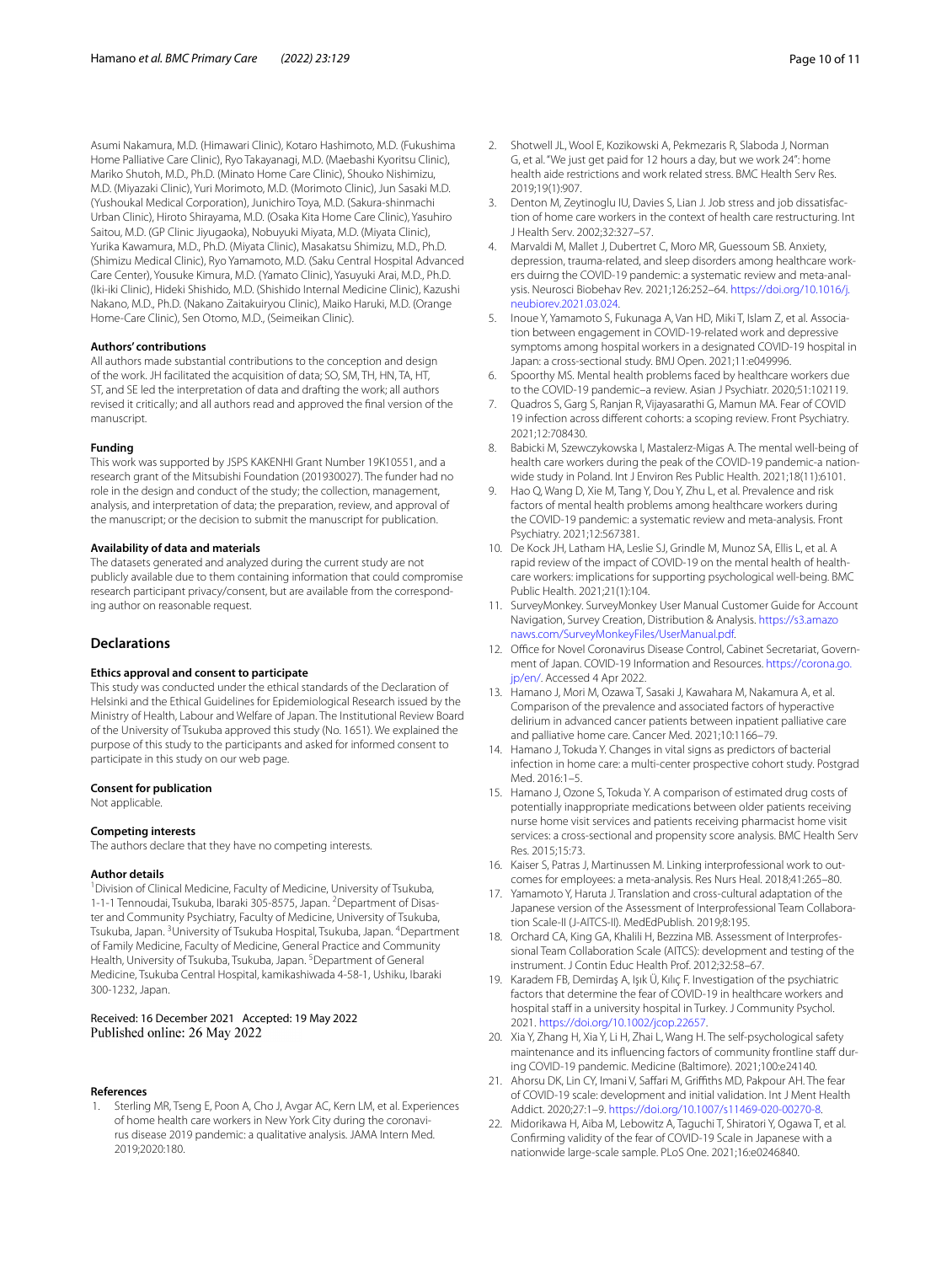Asumi Nakamura, M.D. (Himawari Clinic), Kotaro Hashimoto, M.D. (Fukushima Home Palliative Care Clinic), Ryo Takayanagi, M.D. (Maebashi Kyoritsu Clinic), Mariko Shutoh, M.D., Ph.D. (Minato Home Care Clinic), Shouko Nishimizu, M.D. (Miyazaki Clinic), Yuri Morimoto, M.D. (Morimoto Clinic), Jun Sasaki M.D. (Yushoukal Medical Corporation), Junichiro Toya, M.D. (Sakura-shinmachi Urban Clinic), Hiroto Shirayama, M.D. (Osaka Kita Home Care Clinic), Yasuhiro Saitou, M.D. (GP Clinic Jiyugaoka), Nobuyuki Miyata, M.D. (Miyata Clinic), Yurika Kawamura, M.D., Ph.D. (Miyata Clinic), Masakatsu Shimizu, M.D., Ph.D. (Shimizu Medical Clinic), Ryo Yamamoto, M.D. (Saku Central Hospital Advanced Care Center), Yousuke Kimura, M.D. (Yamato Clinic), Yasuyuki Arai, M.D., Ph.D. (Iki-iki Clinic), Hideki Shishido, M.D. (Shishido Internal Medicine Clinic), Kazushi Nakano, M.D., Ph.D. (Nakano Zaitakuiryou Clinic), Maiko Haruki, M.D. (Orange Home-Care Clinic), Sen Otomo, M.D., (Seimeikan Clinic).

#### Authors' contributions

All authors made substantial contributions to the conception and design of the work. JH facilitated the acquisition of data; SO, SM, TH, HN, TA, HT, ST, and SE led the interpretation of data and drafting the work; all authors revised it critically; and all authors read and approved the final version of the manuscript.

#### Funding

This work was supported by JSPS KAKENHI Grant Number 19K10551, and a research grant of the Mitsubishi Foundation (201930027). The funder had no role in the design and conduct of the study; the collection, management, analysis, and interpretation of data; the preparation, review, and approval of the manuscript; or the decision to submit the manuscript for publication.

#### Availability of data and materials

The datasets generated and analyzed during the current study are not publicly available due to them containing information that could compromise research participant privacy/consent, but are available from the corresponding author on reasonable request.

## Declarations

#### Ethics approval and consent to participate

This study was conducted under the ethical standards of the Declaration of Helsinki and the Ethical Guidelines for Epidemiological Research issued by the Ministry of Health, Labour and Welfare of Japan. The Institutional Review Board of the University of Tsukuba approved this study (No. 1651). We explained the purpose of this study to the participants and asked for informed consent to participate in this study on our web page.

#### Consent for publication

Not applicable.

#### Competing interests

The authors declare that they have no competing interests.

#### Author details

[1]Division of Clinical Medicine, Faculty of Medicine, University of Tsukuba, 1-1-1 Tennoudai, Tsukuba, Ibaraki 305-8575, Japan. [2]Department of Disaster and Community Psychiatry, Faculty of Medicine, University of Tsukuba, Tsukuba, Japan. [3]University of Tsukuba Hospital, Tsukuba, Japan. [4]Department of Family Medicine, Faculty of Medicine, General Practice and Community Health, University of Tsukuba, Tsukuba, Japan. [5]Department of General Medicine, Tsukuba Central Hospital, kamikashiwada 4-58-1, Ushiku, Ibaraki 300-1232, Japan.

Received: 16 December 2021 Accepted: 19 May 2022
Published online: 26 May 2022

#### References

1. Sterling MR, Tseng E, Poon A, Cho J, Avgar AC, Kern LM, et al. Experiences of home health care workers in New York City during the coronavirus disease 2019 pandemic: a qualitative analysis. JAMA Intern Med. 2019;2020:180.
2. Shotwell JL, Wool E, Kozikowski A, Pekmezaris R, Slaboda J, Norman G, et al. "We just get paid for 12 hours a day, but we work 24": home health aide restrictions and work related stress. BMC Health Serv Res. 2019;19(1):907.
3. Denton M, Zeytinoglu IU, Davies S, Lian J. Job stress and job dissatisfaction of home care workers in the context of health care restructuring. Int J Health Serv. 2002;32:327–57.
4. Marvaldi M, Mallet J, Dubertret C, Moro MR, Guessoum SB. Anxiety, depression, trauma-related, and sleep disorders among healthcare workers duirng the COVID-19 pandemic: a systematic review and meta-analysis. Neurosci Biobehav Rev. 2021;126:252–64. https://doi.org/10.1016/j.neubiorev.2021.03.024.
5. Inoue Y, Yamamoto S, Fukunaga A, Van HD, Miki T, Islam Z, et al. Association between engagement in COVID-19-related work and depressive symptoms among hospital workers in a designated COVID-19 hospital in Japan: a cross-sectional study. BMJ Open. 2021;11:e049996.
6. Spoorthy MS. Mental health problems faced by healthcare workers due to the COVID-19 pandemic–a review. Asian J Psychiatr. 2020;51:102119.
7. Quadros S, Garg S, Ranjan R, Vijayasarathi G, Mamun MA. Fear of COVID 19 infection across different cohorts: a scoping review. Front Psychiatry. 2021;12:708430.
8. Babicki M, Szewczykowska I, Mastalerz-Migas A. The mental well-being of health care workers during the peak of the COVID-19 pandemic-a nationwide study in Poland. Int J Environ Res Public Health. 2021;18(11):6101.
9. Hao Q, Wang D, Xie M, Tang Y, Dou Y, Zhu L, et al. Prevalence and risk factors of mental health problems among healthcare workers during the COVID-19 pandemic: a systematic review and meta-analysis. Front Psychiatry. 2021;12:567381.
10. De Kock JH, Latham HA, Leslie SJ, Grindle M, Munoz SA, Ellis L, et al. A rapid review of the impact of COVID-19 on the mental health of healthcare workers: implications for supporting psychological well-being. BMC Public Health. 2021;21(1):104.
11. SurveyMonkey. SurveyMonkey User Manual Customer Guide for Account Navigation, Survey Creation, Distribution & Analysis. https://s3.amazonaws.com/SurveyMonkeyFiles/UserManual.pdf.
12. Office for Novel Coronavirus Disease Control, Cabinet Secretariat, Government of Japan. COVID-19 Information and Resources. https://corona.go.jp/en/. Accessed 4 Apr 2022.
13. Hamano J, Mori M, Ozawa T, Sasaki J, Kawahara M, Nakamura A, et al. Comparison of the prevalence and associated factors of hyperactive delirium in advanced cancer patients between inpatient palliative care and palliative home care. Cancer Med. 2021;10:1166–79.
14. Hamano J, Tokuda Y. Changes in vital signs as predictors of bacterial infection in home care: a multi-center prospective cohort study. Postgrad Med. 2016:1–5.
15. Hamano J, Ozone S, Tokuda Y. A comparison of estimated drug costs of potentially inappropriate medications between older patients receiving nurse home visit services and patients receiving pharmacist home visit services: a cross-sectional and propensity score analysis. BMC Health Serv Res. 2015;15:73.
16. Kaiser S, Patras J, Martinussen M. Linking interprofessional work to outcomes for employees: a meta-analysis. Res Nurs Heal. 2018;41:265–80.
17. Yamamoto Y, Haruta J. Translation and cross-cultural adaptation of the Japanese version of the Assessment of Interprofessional Team Collaboration Scale-II (J-AITCS-II). MedEdPublish. 2019;8:195.
18. Orchard CA, King GA, Khalili H, Bezzina MB. Assessment of Interprofessional Team Collaboration Scale (AITCS): development and testing of the instrument. J Contin Educ Health Prof. 2012;32:58–67.
19. Karadem FB, Demirdaş A, Işık Ü, Kılıç F. Investigation of the psychiatric factors that determine the fear of COVID-19 in healthcare workers and hospital staff in a university hospital in Turkey. J Community Psychol. 2021. https://doi.org/10.1002/jcop.22657.
20. Xia Y, Zhang H, Xia Y, Li H, Zhai L, Wang H. The self-psychological safety maintenance and its influencing factors of community frontline staff during COVID-19 pandemic. Medicine (Baltimore). 2021;100:e24140.
21. Ahorsu DK, Lin CY, Imani V, Saffari M, Griffiths MD, Pakpour AH. The fear of COVID-19 scale: development and initial validation. Int J Ment Health Addict. 2020;27:1–9. https://doi.org/10.1007/s11469-020-00270-8.
22. Midorikawa H, Aiba M, Lebowitz A, Taguchi T, Shiratori Y, Ogawa T, et al. Confirming validity of the fear of COVID-19 Scale in Japanese with a nationwide large-scale sample. PLoS One. 2021;16:e0246840.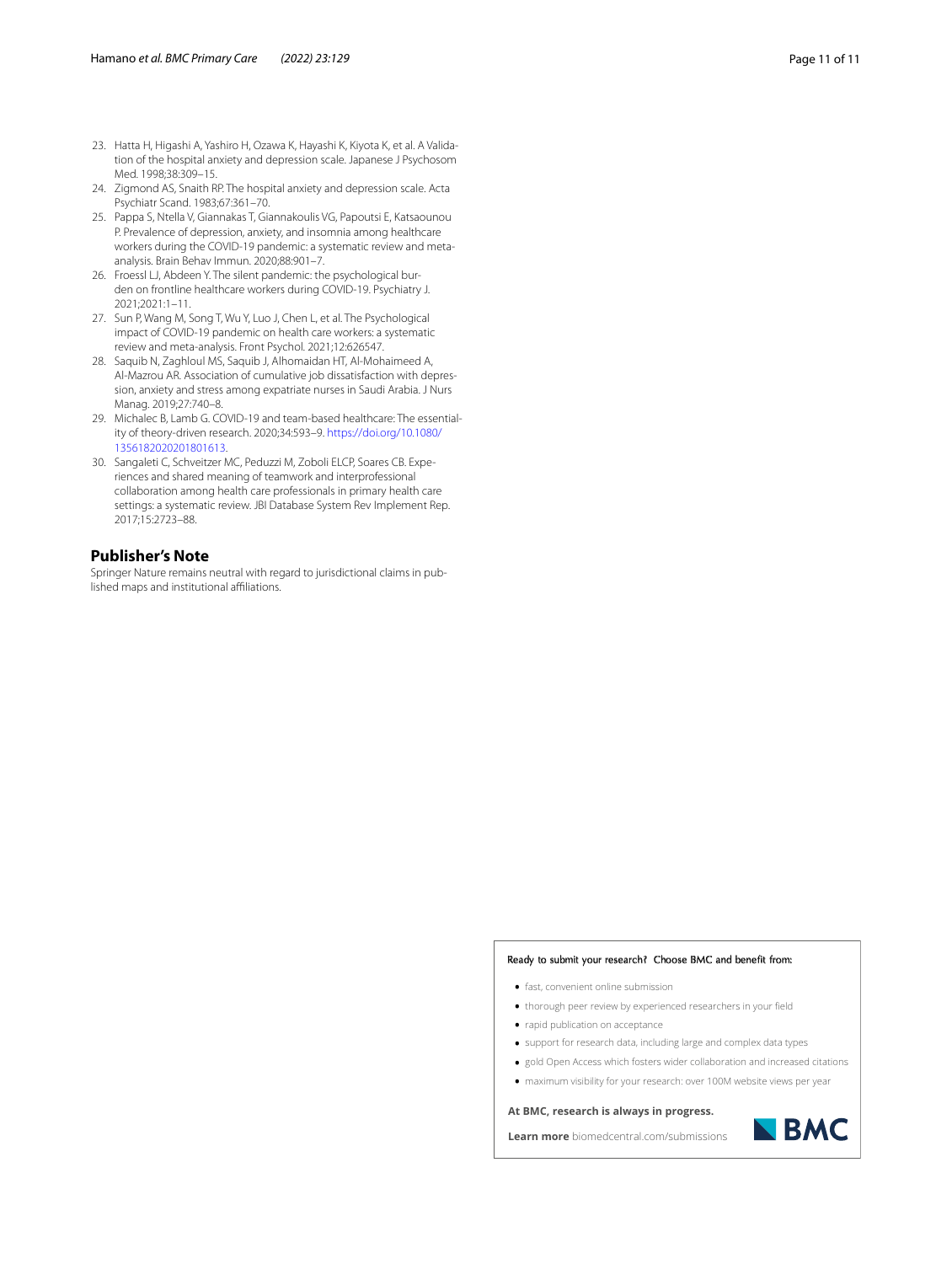23. Hatta H, Higashi A, Yashiro H, Ozawa K, Hayashi K, Kiyota K, et al. A Validation of the hospital anxiety and depression scale. Japanese J Psychosom Med. 1998;38:309–15.
24. Zigmond AS, Snaith RP. The hospital anxiety and depression scale. Acta Psychiatr Scand. 1983;67:361–70.
25. Pappa S, Ntella V, Giannakas T, Giannakoulis VG, Papoutsi E, Katsaounou P. Prevalence of depression, anxiety, and insomnia among healthcare workers during the COVID-19 pandemic: a systematic review and meta-analysis. Brain Behav Immun. 2020;88:901–7.
26. Froessl LJ, Abdeen Y. The silent pandemic: the psychological burden on frontline healthcare workers during COVID-19. Psychiatry J. 2021;2021:1–11.
27. Sun P, Wang M, Song T, Wu Y, Luo J, Chen L, et al. The Psychological impact of COVID-19 pandemic on health care workers: a systematic review and meta-analysis. Front Psychol. 2021;12:626547.
28. Saquib N, Zaghloul MS, Saquib J, Alhomaidan HT, Al-Mohaimeed A, Al-Mazrou AR. Association of cumulative job dissatisfaction with depression, anxiety and stress among expatriate nurses in Saudi Arabia. J Nurs Manag. 2019;27:740–8.
29. Michalec B, Lamb G. COVID-19 and team-based healthcare: The essentiality of theory-driven research. 2020;34:593–9. https://doi.org/10.1080/13561820.2020.1801613.
30. Sangaleti C, Schveitzer MC, Peduzzi M, Zoboli ELCP, Soares CB. Experiences and shared meaning of teamwork and interprofessional collaboration among health care professionals in primary health care settings: a systematic review. JBI Database System Rev Implement Rep. 2017;15:2723–88.

## Publisher's Note

Springer Nature remains neutral with regard to jurisdictional claims in published maps and institutional affiliations.

Ready to submit your research? Choose BMC and benefit from:

- fast, convenient online submission
- thorough peer review by experienced researchers in your field
- rapid publication on acceptance
- support for research data, including large and complex data types
- gold Open Access which fosters wider collaboration and increased citations
- maximum visibility for your research: over 100M website views per year

**At BMC, research is always in progress.**

**Learn more** biomedcentral.com/submissions

BMC